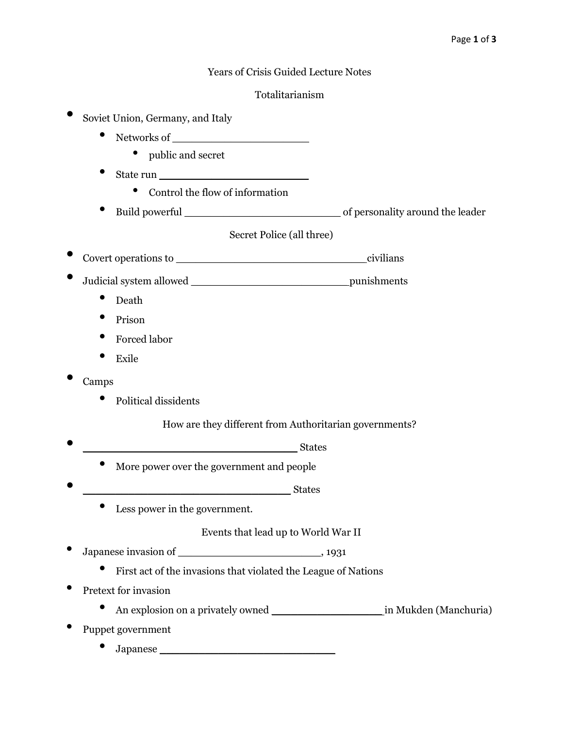# Years of Crisis Guided Lecture Notes

## Totalitarianism

- Soviet Union, Germany, and Italy
  - Networks of ____________________
    - public and secret
  - State run ______________________
    - Control the flow of information
  - Build powerful ______________________ of personality around the leader

## Secret Police (all three)

- Covert operations to ____________________________civilians
- Judicial system allowed _______________________punishments
  - Death
  - Prison
  - Forced labor
  - Exile
- Camps
  - Political dissidents

## How are they different from Authoritarian governments?

- ________________________________ States
  - More power over the government and people
- _______________________________ States
  - Less power in the government.

## Events that lead up to World War II

- Japanese invasion of _____________________, 1931
  - First act of the invasions that violated the League of Nations
- Pretext for invasion
  - An explosion on a privately owned ________________in Mukden (Manchuria)
- Puppet government
  - Japanese __________________________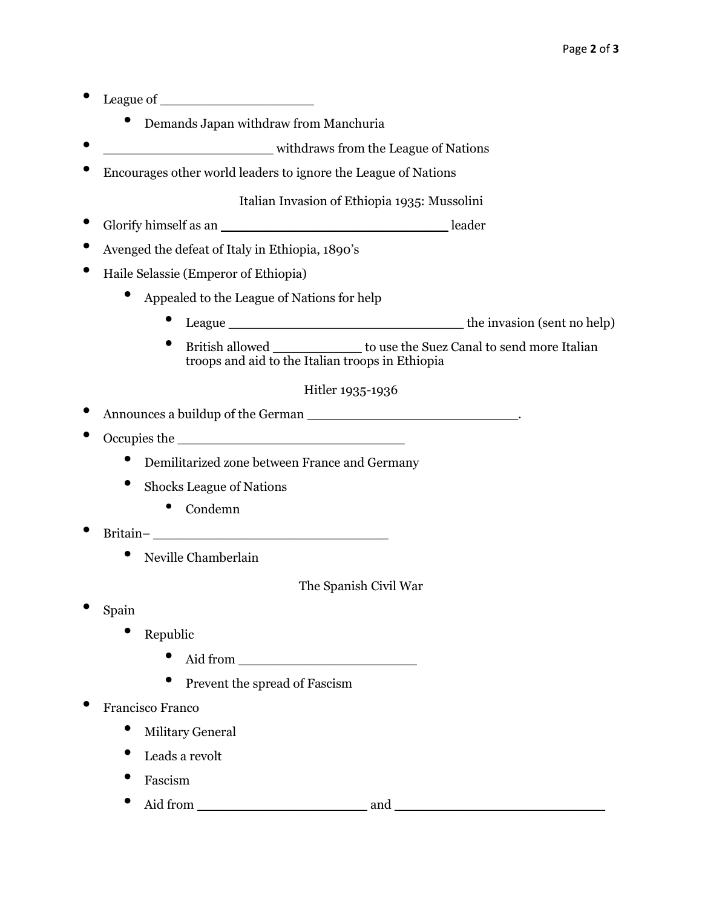- League of ___________________
  - Demands Japan withdraw from Manchuria
- _____________________ withdraws from the League of Nations
- Encourages other world leaders to ignore the League of Nations

Italian Invasion of Ethiopia 1935: Mussolini

- Glorify himself as an _____________________________ leader
- Avenged the defeat of Italy in Ethiopia, 1890's
- Haile Selassie (Emperor of Ethiopia)
  - Appealed to the League of Nations for help
    - League ______________________________ the invasion (sent no help)
    - British allowed ___________ to use the Suez Canal to send more Italian troops and aid to the Italian troops in Ethiopia

Hitler 1935-1936

- Announces a buildup of the German __________________________.
- Occupies the _____________________________
  - Demilitarized zone between France and Germany
  - Shocks League of Nations
    - Condemn
- Britain– ______________________________
  - Neville Chamberlain

The Spanish Civil War

- Spain
  - Republic
    - Aid from _______________________
    - Prevent the spread of Fascism
- Francisco Franco
  - Military General
  - Leads a revolt
  - Fascism
  - Aid from ______________________ and ___________________________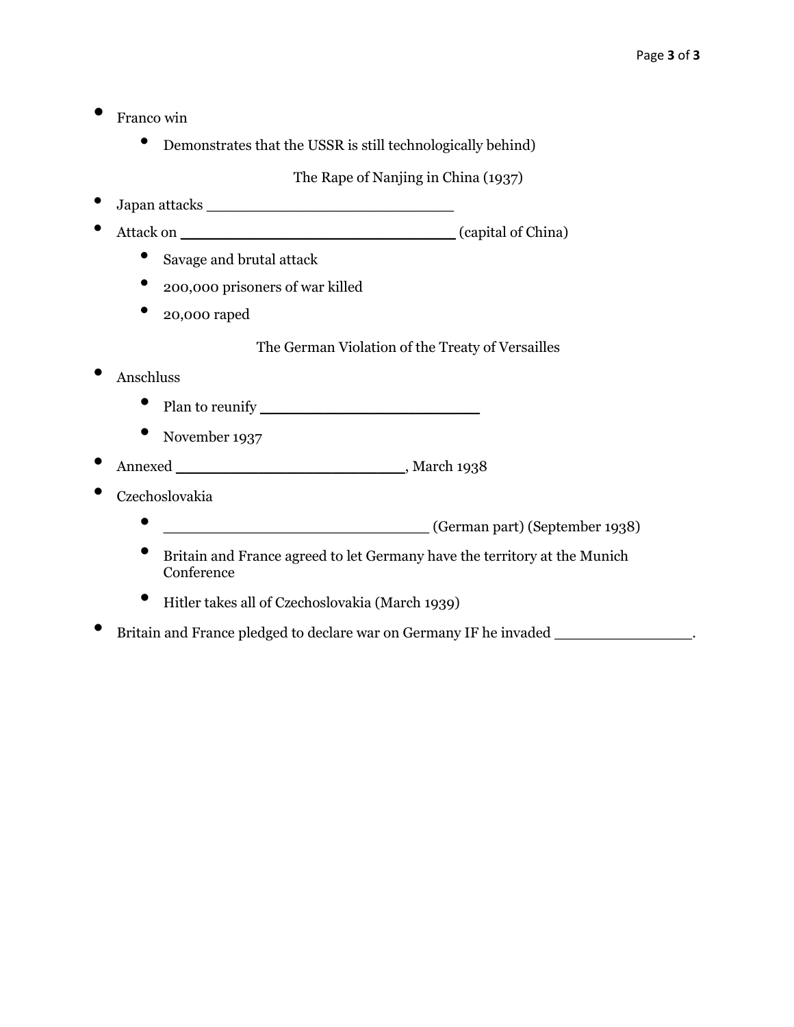- Franco win
  - Demonstrates that the USSR is still technologically behind)

The Rape of Nanjing in China (1937)

- Japan attacks ___________________________
- Attack on ______________________________ (capital of China)
  - Savage and brutal attack
  - 200,000 prisoners of war killed
  - 20,000 raped

The German Violation of the Treaty of Versailles

- Anschluss
  - Plan to reunify ________________________
  - November 1937
- Annexed _________________________, March 1938
- Czechoslovakia
  - ______________________________ (German part) (September 1938)
  - Britain and France agreed to let Germany have the territory at the Munich Conference
  - Hitler takes all of Czechoslovakia (March 1939)
- Britain and France pledged to declare war on Germany IF he invaded _______________.